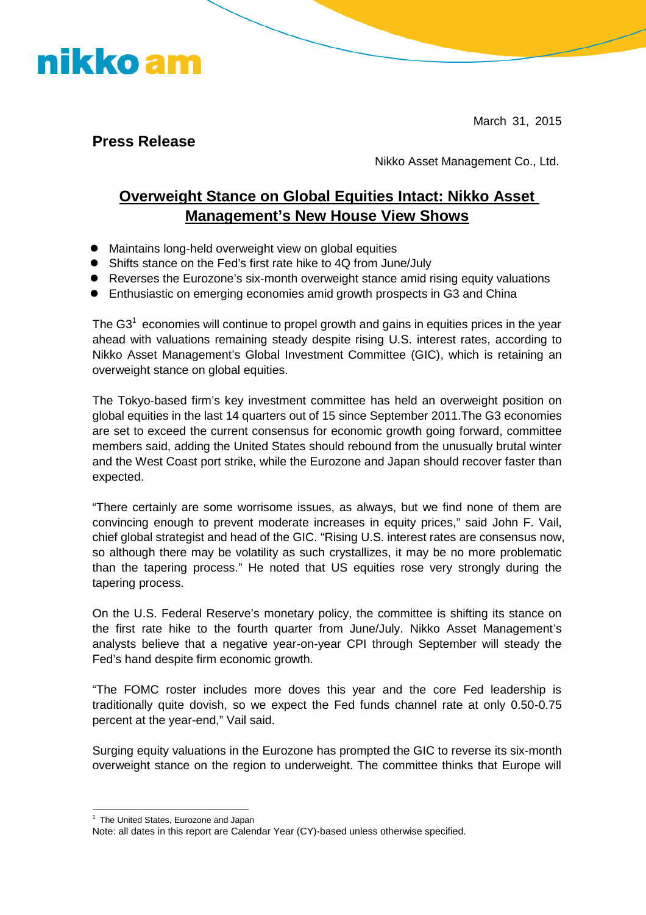March 31, 2015

**Press Release**

Nikko Asset Management Co., Ltd.

# Overweight Stance on Global Equities Intact: Nikko Asset Management's New House View Shows

- Maintains long-held overweight view on global equities
- Shifts stance on the Fed's first rate hike to 4Q from June/July
- Reverses the Eurozone's six-month overweight stance amid rising equity valuations
- Enthusiastic on emerging economies amid growth prospects in G3 and China

The G3[1] economies will continue to propel growth and gains in equities prices in the year ahead with valuations remaining steady despite rising U.S. interest rates, according to Nikko Asset Management's Global Investment Committee (GIC), which is retaining an overweight stance on global equities.

The Tokyo-based firm's key investment committee has held an overweight position on global equities in the last 14 quarters out of 15 since September 2011.The G3 economies are set to exceed the current consensus for economic growth going forward, committee members said, adding the United States should rebound from the unusually brutal winter and the West Coast port strike, while the Eurozone and Japan should recover faster than expected.

"There certainly are some worrisome issues, as always, but we find none of them are convincing enough to prevent moderate increases in equity prices," said John F. Vail, chief global strategist and head of the GIC. "Rising U.S. interest rates are consensus now, so although there may be volatility as such crystallizes, it may be no more problematic than the tapering process." He noted that US equities rose very strongly during the tapering process.

On the U.S. Federal Reserve's monetary policy, the committee is shifting its stance on the first rate hike to the fourth quarter from June/July. Nikko Asset Management's analysts believe that a negative year-on-year CPI through September will steady the Fed's hand despite firm economic growth.

"The FOMC roster includes more doves this year and the core Fed leadership is traditionally quite dovish, so we expect the Fed funds channel rate at only 0.50-0.75 percent at the year-end," Vail said.

Surging equity valuations in the Eurozone has prompted the GIC to reverse its six-month overweight stance on the region to underweight. The committee thinks that Europe will

[1] The United States, Eurozone and Japan

Note: all dates in this report are Calendar Year (CY)-based unless otherwise specified.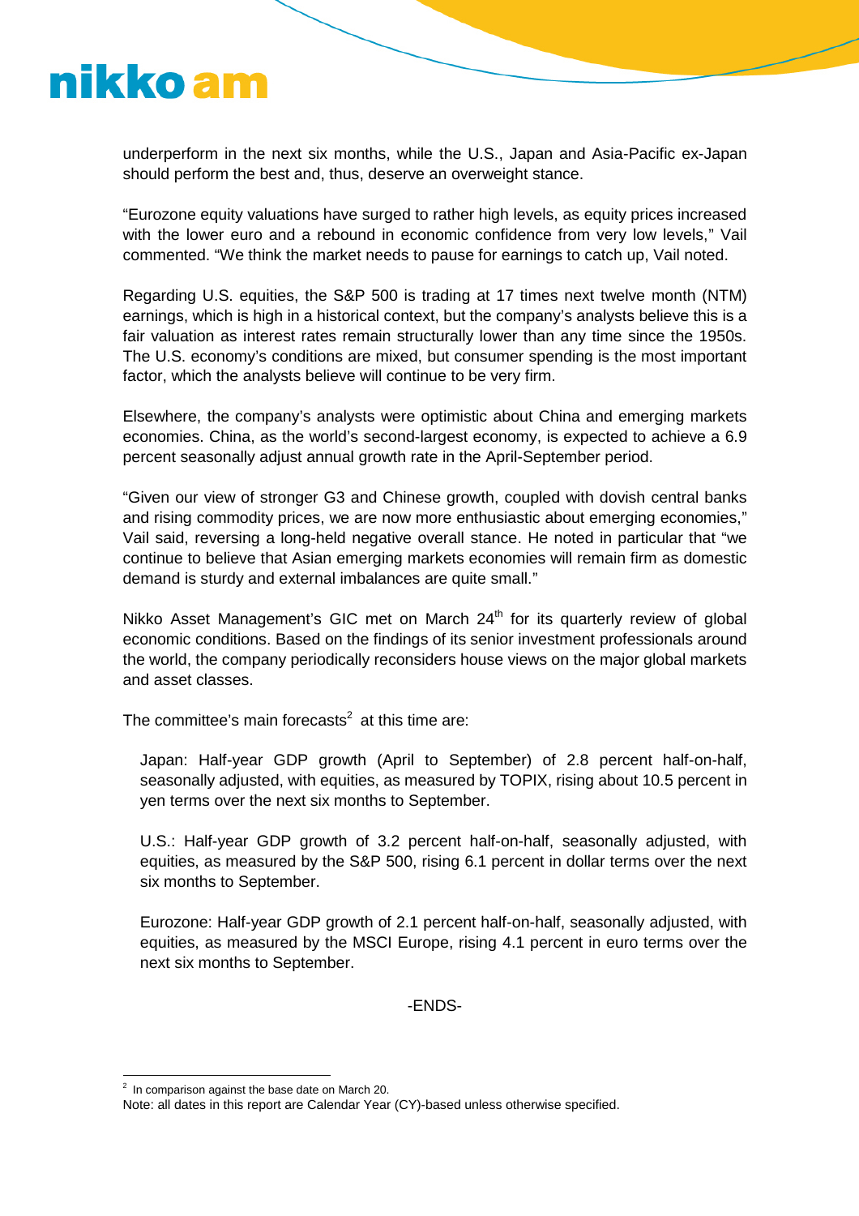underperform in the next six months, while the U.S., Japan and Asia-Pacific ex-Japan should perform the best and, thus, deserve an overweight stance.

"Eurozone equity valuations have surged to rather high levels, as equity prices increased with the lower euro and a rebound in economic confidence from very low levels," Vail commented. "We think the market needs to pause for earnings to catch up, Vail noted.

Regarding U.S. equities, the S&P 500 is trading at 17 times next twelve month (NTM) earnings, which is high in a historical context, but the company's analysts believe this is a fair valuation as interest rates remain structurally lower than any time since the 1950s. The U.S. economy's conditions are mixed, but consumer spending is the most important factor, which the analysts believe will continue to be very firm.

Elsewhere, the company's analysts were optimistic about China and emerging markets economies. China, as the world's second-largest economy, is expected to achieve a 6.9 percent seasonally adjust annual growth rate in the April-September period.

"Given our view of stronger G3 and Chinese growth, coupled with dovish central banks and rising commodity prices, we are now more enthusiastic about emerging economies," Vail said, reversing a long-held negative overall stance. He noted in particular that "we continue to believe that Asian emerging markets economies will remain firm as domestic demand is sturdy and external imbalances are quite small."

Nikko Asset Management's GIC met on March 24th for its quarterly review of global economic conditions. Based on the findings of its senior investment professionals around the world, the company periodically reconsiders house views on the major global markets and asset classes.

The committee's main forecasts[2] at this time are:

Japan: Half-year GDP growth (April to September) of 2.8 percent half-on-half, seasonally adjusted, with equities, as measured by TOPIX, rising about 10.5 percent in yen terms over the next six months to September.

U.S.: Half-year GDP growth of 3.2 percent half-on-half, seasonally adjusted, with equities, as measured by the S&P 500, rising 6.1 percent in dollar terms over the next six months to September.

Eurozone: Half-year GDP growth of 2.1 percent half-on-half, seasonally adjusted, with equities, as measured by the MSCI Europe, rising 4.1 percent in euro terms over the next six months to September.

-ENDS-

[2] In comparison against the base date on March 20.

Note: all dates in this report are Calendar Year (CY)-based unless otherwise specified.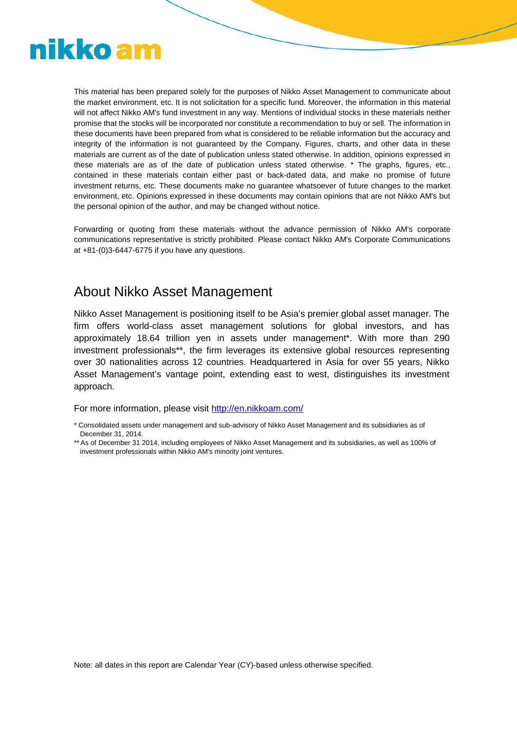This material has been prepared solely for the purposes of Nikko Asset Management to communicate about the market environment, etc. It is not solicitation for a specific fund. Moreover, the information in this material will not affect Nikko AM's fund investment in any way. Mentions of individual stocks in these materials neither promise that the stocks will be incorporated nor constitute a recommendation to buy or sell. The information in these documents have been prepared from what is considered to be reliable information but the accuracy and integrity of the information is not guaranteed by the Company. Figures, charts, and other data in these materials are current as of the date of publication unless stated otherwise. In addition, opinions expressed in these materials are as of the date of publication unless stated otherwise. * The graphs, figures, etc., contained in these materials contain either past or back-dated data, and make no promise of future investment returns, etc. These documents make no guarantee whatsoever of future changes to the market environment, etc. Opinions expressed in these documents may contain opinions that are not Nikko AM's but the personal opinion of the author, and may be changed without notice.

Forwarding or quoting from these materials without the advance permission of Nikko AM's corporate communications representative is strictly prohibited. Please contact Nikko AM's Corporate Communications at +81-(0)3-6447-6775 if you have any questions.

## About Nikko Asset Management

Nikko Asset Management is positioning itself to be Asia's premier global asset manager. The firm offers world-class asset management solutions for global investors, and has approximately 18.64 trillion yen in assets under management*. With more than 290 investment professionals**, the firm leverages its extensive global resources representing over 30 nationalities across 12 countries. Headquartered in Asia for over 55 years, Nikko Asset Management's vantage point, extending east to west, distinguishes its investment approach.

For more information, please visit [http://en.nikkoam.com/](http://en.nikkoam.com/)

* Consolidated assets under management and sub-advisory of Nikko Asset Management and its subsidiaries as of December 31, 2014.

** As of December 31 2014, including employees of Nikko Asset Management and its subsidiaries, as well as 100% of investment professionals within Nikko AM's minority joint ventures.

Note: all dates in this report are Calendar Year (CY)-based unless otherwise specified.